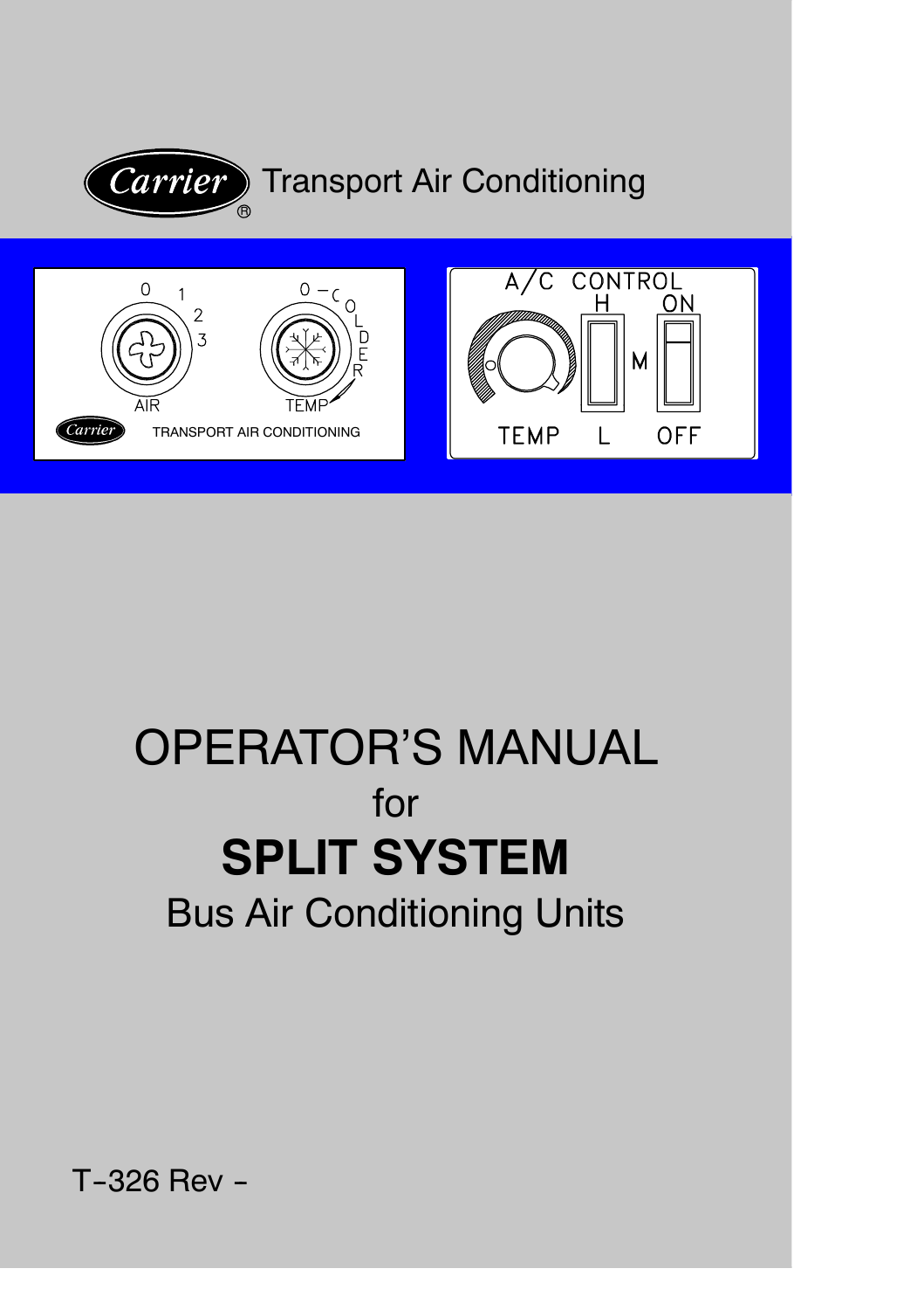Carrier® Transport Air Conditioning

# OPERATOR'S MANUAL

for

# SPLIT SYSTEM

## Bus Air Conditioning Units

T-326 Rev -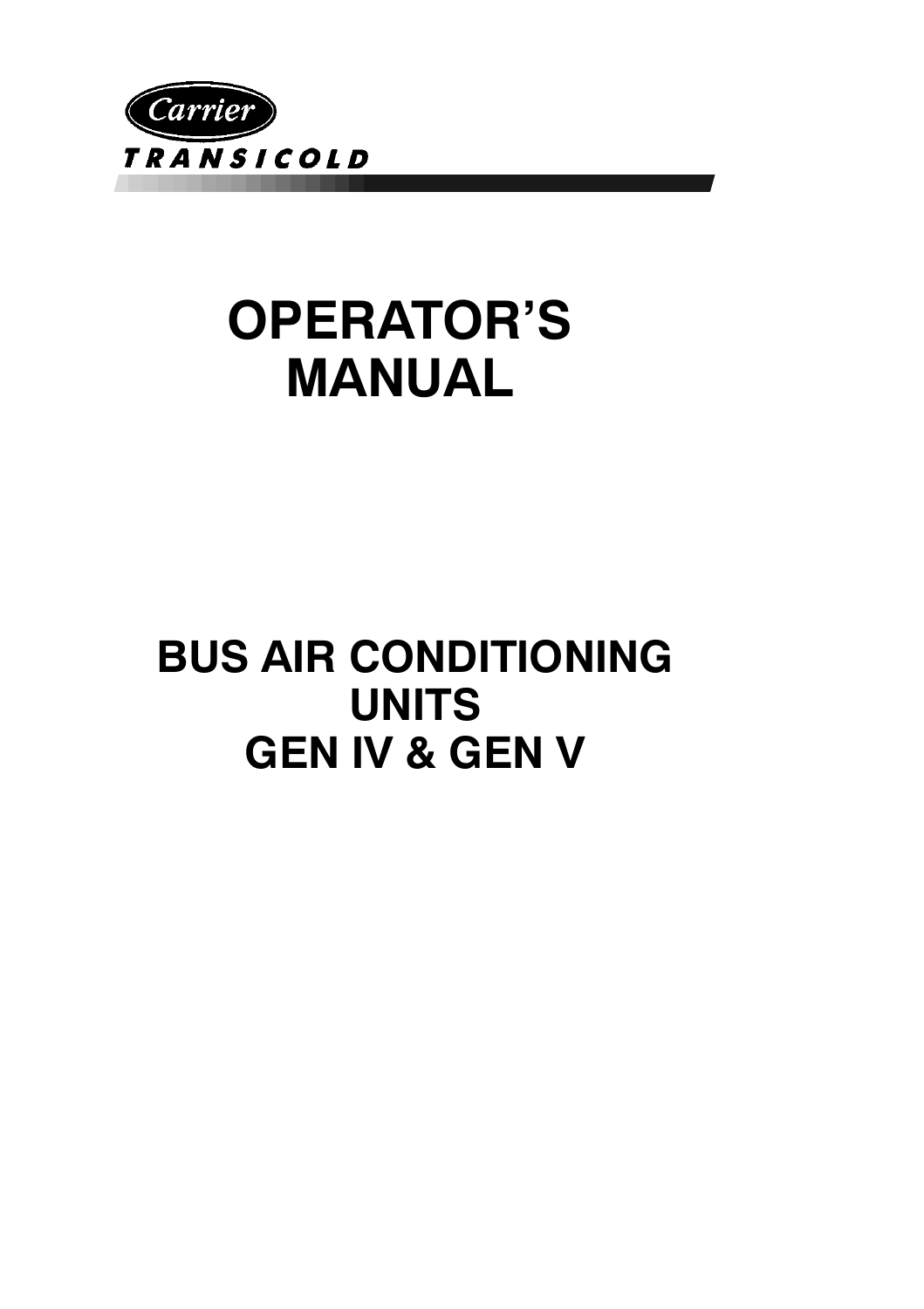Carrier

TRANSICOLD

# OPERATOR'S MANUAL

## BUS AIR CONDITIONING UNITS
## GEN IV & GEN V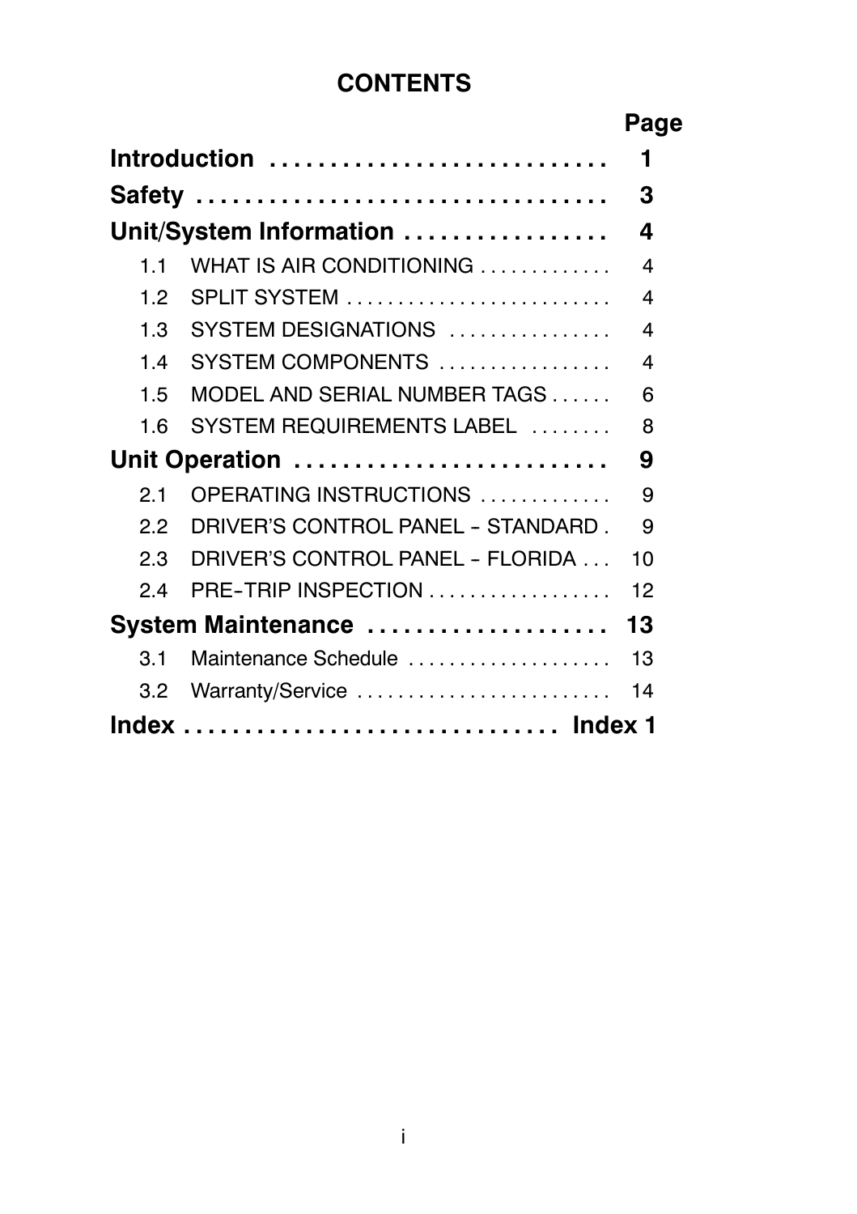# CONTENTS

| | Page |
|---|---|
| **Introduction** | **1** |
| **Safety** | **3** |
| **Unit/System Information** | **4** |
| 1.1 WHAT IS AIR CONDITIONING | 4 |
| 1.2 SPLIT SYSTEM | 4 |
| 1.3 SYSTEM DESIGNATIONS | 4 |
| 1.4 SYSTEM COMPONENTS | 4 |
| 1.5 MODEL AND SERIAL NUMBER TAGS | 6 |
| 1.6 SYSTEM REQUIREMENTS LABEL | 8 |
| **Unit Operation** | **9** |
| 2.1 OPERATING INSTRUCTIONS | 9 |
| 2.2 DRIVER'S CONTROL PANEL - STANDARD | 9 |
| 2.3 DRIVER'S CONTROL PANEL - FLORIDA | 10 |
| 2.4 PRE-TRIP INSPECTION | 12 |
| **System Maintenance** | **13** |
| 3.1 Maintenance Schedule | 13 |
| 3.2 Warranty/Service | 14 |
| **Index** | **Index 1** |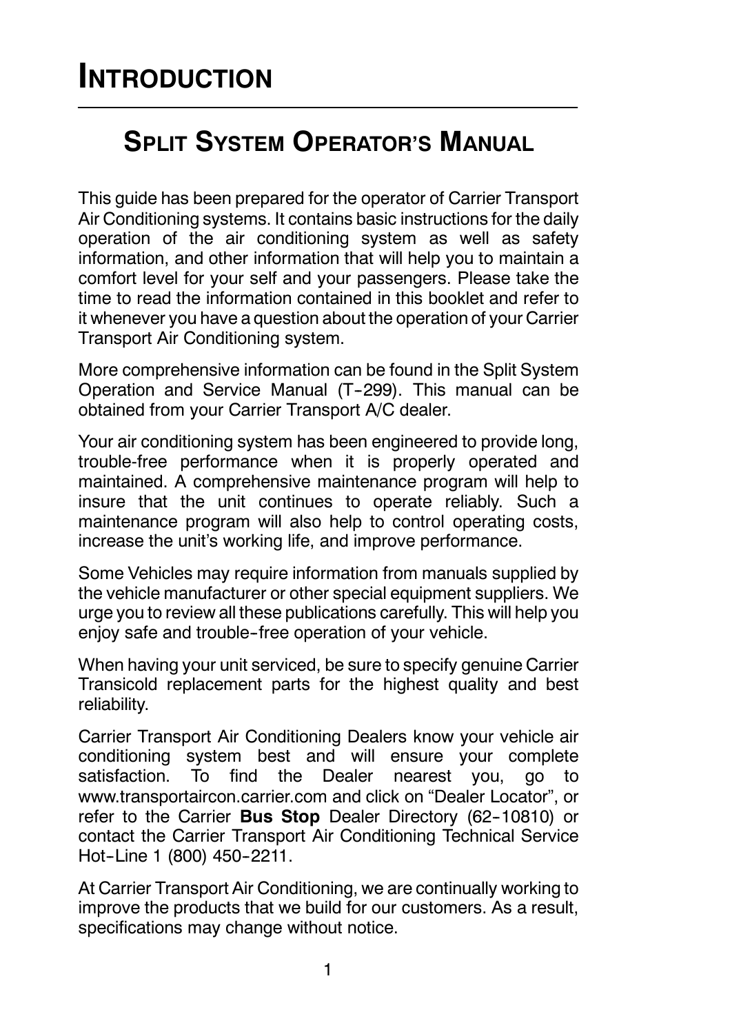# INTRODUCTION

## SPLIT SYSTEM OPERATOR'S MANUAL

This guide has been prepared for the operator of Carrier Transport Air Conditioning systems. It contains basic instructions for the daily operation of the air conditioning system as well as safety information, and other information that will help you to maintain a comfort level for your self and your passengers. Please take the time to read the information contained in this booklet and refer to it whenever you have a question about the operation of your Carrier Transport Air Conditioning system.

More comprehensive information can be found in the Split System Operation and Service Manual (T-299). This manual can be obtained from your Carrier Transport A/C dealer.

Your air conditioning system has been engineered to provide long, trouble-free performance when it is properly operated and maintained. A comprehensive maintenance program will help to insure that the unit continues to operate reliably. Such a maintenance program will also help to control operating costs, increase the unit's working life, and improve performance.

Some Vehicles may require information from manuals supplied by the vehicle manufacturer or other special equipment suppliers. We urge you to review all these publications carefully. This will help you enjoy safe and trouble-free operation of your vehicle.

When having your unit serviced, be sure to specify genuine Carrier Transicold replacement parts for the highest quality and best reliability.

Carrier Transport Air Conditioning Dealers know your vehicle air conditioning system best and will ensure your complete satisfaction. To find the Dealer nearest you, go to www.transportaircon.carrier.com and click on "Dealer Locator", or refer to the Carrier **Bus Stop** Dealer Directory (62-10810) or contact the Carrier Transport Air Conditioning Technical Service Hot-Line 1 (800) 450-2211.

At Carrier Transport Air Conditioning, we are continually working to improve the products that we build for our customers. As a result, specifications may change without notice.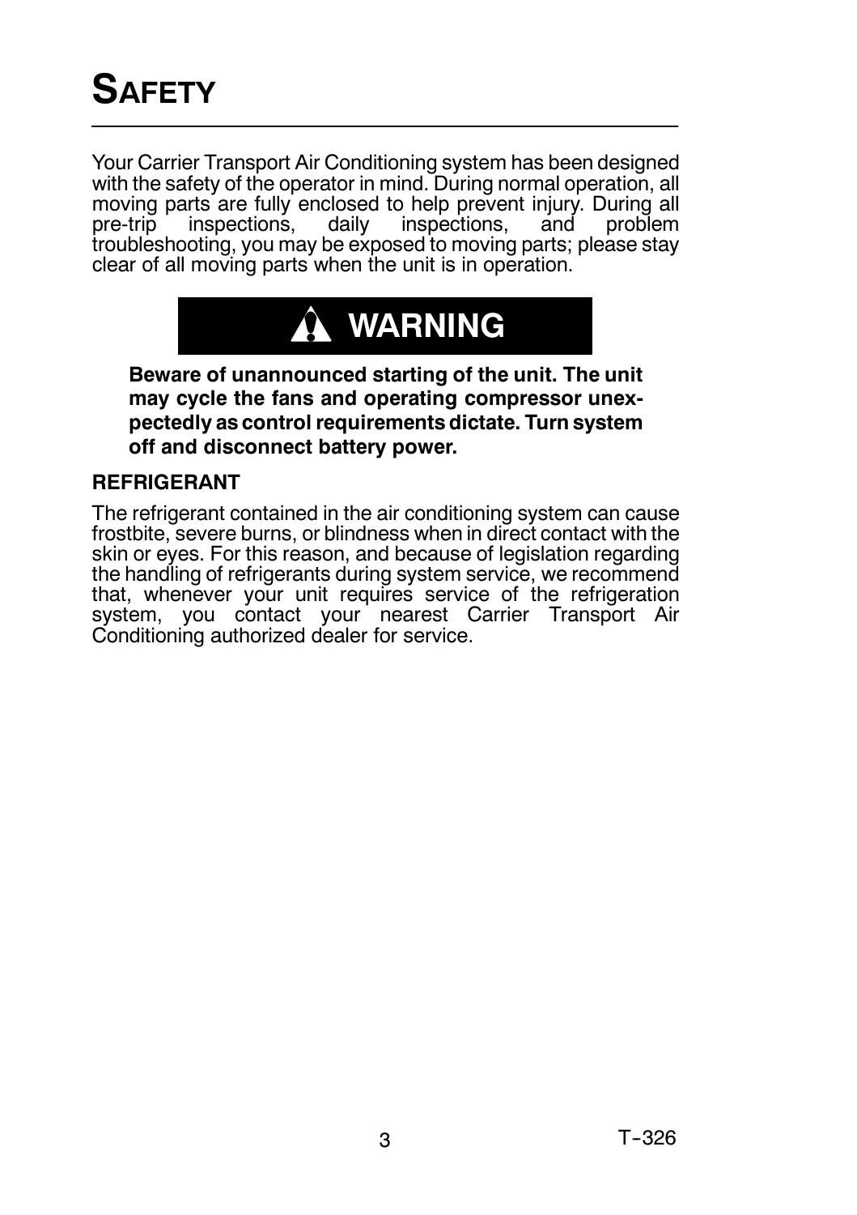# SAFETY

Your Carrier Transport Air Conditioning system has been designed with the safety of the operator in mind. During normal operation, all moving parts are fully enclosed to help prevent injury. During all pre-trip inspections, daily inspections, and problem troubleshooting, you may be exposed to moving parts; please stay clear of all moving parts when the unit is in operation.

**⚠ WARNING**

**Beware of unannounced starting of the unit. The unit may cycle the fans and operating compressor unexpectedly as control requirements dictate. Turn system off and disconnect battery power.**

**REFRIGERANT**

The refrigerant contained in the air conditioning system can cause frostbite, severe burns, or blindness when in direct contact with the skin or eyes. For this reason, and because of legislation regarding the handling of refrigerants during system service, we recommend that, whenever your unit requires service of the refrigeration system, you contact your nearest Carrier Transport Air Conditioning authorized dealer for service.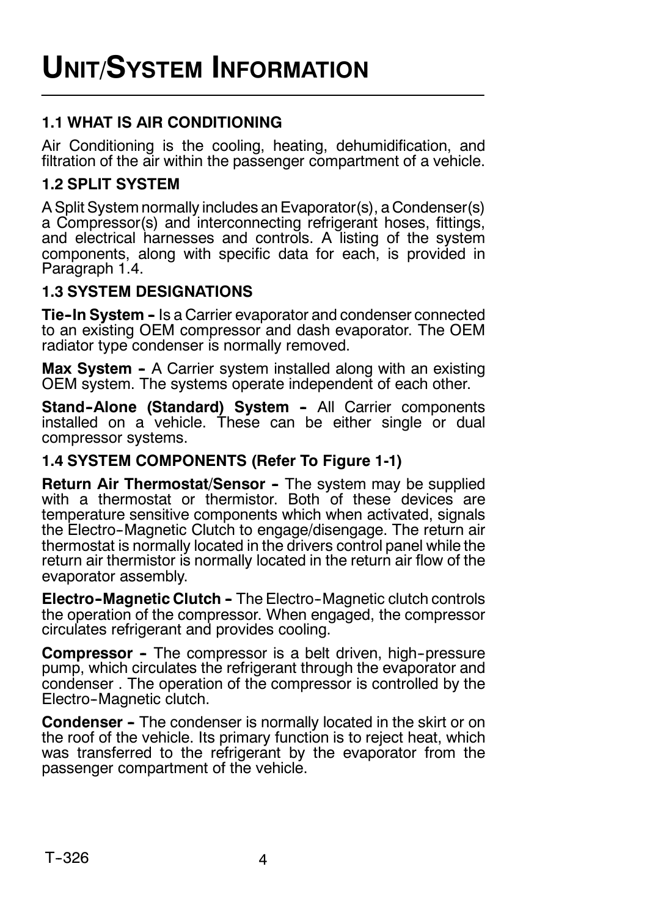# UNIT/SYSTEM INFORMATION

## 1.1 WHAT IS AIR CONDITIONING

Air Conditioning is the cooling, heating, dehumidification, and filtration of the air within the passenger compartment of a vehicle.

## 1.2 SPLIT SYSTEM

A Split System normally includes an Evaporator(s), a Condenser(s) a Compressor(s) and interconnecting refrigerant hoses, fittings, and electrical harnesses and controls. A listing of the system components, along with specific data for each, is provided in Paragraph 1.4.

## 1.3 SYSTEM DESIGNATIONS

**Tie-In System -** Is a Carrier evaporator and condenser connected to an existing OEM compressor and dash evaporator. The OEM radiator type condenser is normally removed.

**Max System -** A Carrier system installed along with an existing OEM system. The systems operate independent of each other.

**Stand-Alone (Standard) System -** All Carrier components installed on a vehicle. These can be either single or dual compressor systems.

## 1.4 SYSTEM COMPONENTS (Refer To Figure 1-1)

**Return Air Thermostat/Sensor -** The system may be supplied with a thermostat or thermistor. Both of these devices are temperature sensitive components which when activated, signals the Electro-Magnetic Clutch to engage/disengage. The return air thermostat is normally located in the drivers control panel while the return air thermistor is normally located in the return air flow of the evaporator assembly.

**Electro-Magnetic Clutch -** The Electro-Magnetic clutch controls the operation of the compressor. When engaged, the compressor circulates refrigerant and provides cooling.

**Compressor -** The compressor is a belt driven, high-pressure pump, which circulates the refrigerant through the evaporator and condenser . The operation of the compressor is controlled by the Electro-Magnetic clutch.

**Condenser -** The condenser is normally located in the skirt or on the roof of the vehicle. Its primary function is to reject heat, which was transferred to the refrigerant by the evaporator from the passenger compartment of the vehicle.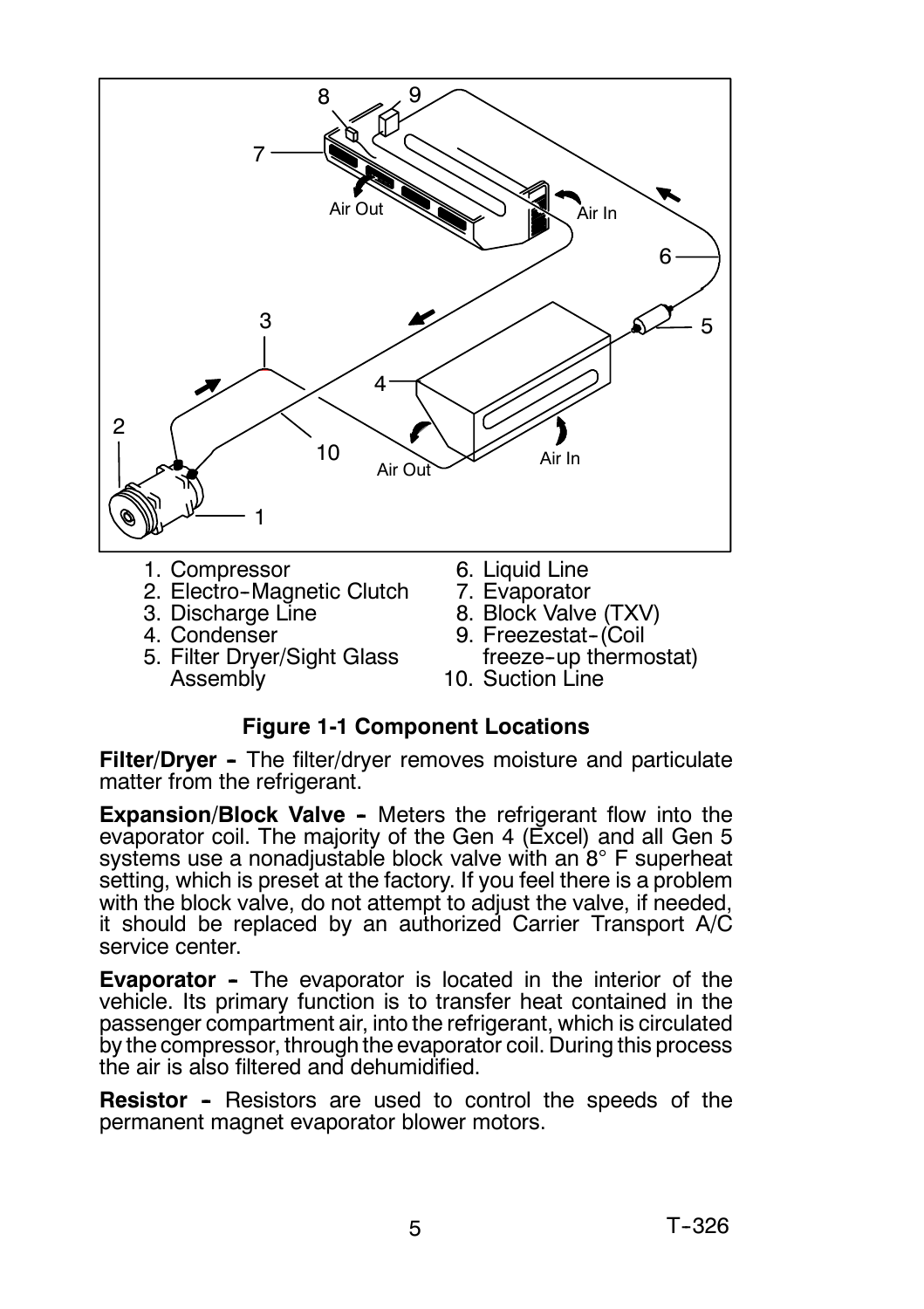1. Compressor
2. Electro-Magnetic Clutch
3. Discharge Line
4. Condenser
5. Filter Dryer/Sight Glass Assembly
6. Liquid Line
7. Evaporator
8. Block Valve (TXV)
9. Freezestat-(Coil freeze-up thermostat)
10. Suction Line

**Figure 1-1 Component Locations**

**Filter/Dryer -** The filter/dryer removes moisture and particulate matter from the refrigerant.

**Expansion/Block Valve -** Meters the refrigerant flow into the evaporator coil. The majority of the Gen 4 (Excel) and all Gen 5 systems use a nonadjustable block valve with an 8° F superheat setting, which is preset at the factory. If you feel there is a problem with the block valve, do not attempt to adjust the valve, if needed, it should be replaced by an authorized Carrier Transport A/C service center.

**Evaporator -** The evaporator is located in the interior of the vehicle. Its primary function is to transfer heat contained in the passenger compartment air, into the refrigerant, which is circulated by the compressor, through the evaporator coil. During this process the air is also filtered and dehumidified.

**Resistor -** Resistors are used to control the speeds of the permanent magnet evaporator blower motors.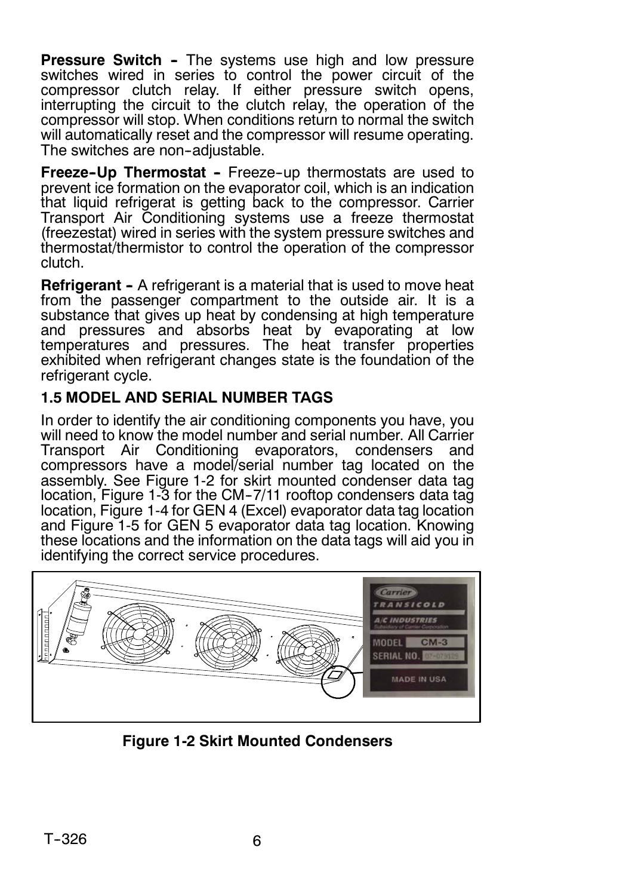**Pressure Switch -** The systems use high and low pressure switches wired in series to control the power circuit of the compressor clutch relay. If either pressure switch opens, interrupting the circuit to the clutch relay, the operation of the compressor will stop. When conditions return to normal the switch will automatically reset and the compressor will resume operating. The switches are non-adjustable.

**Freeze-Up Thermostat -** Freeze-up thermostats are used to prevent ice formation on the evaporator coil, which is an indication that liquid refrigerat is getting back to the compressor. Carrier Transport Air Conditioning systems use a freeze thermostat (freezestat) wired in series with the system pressure switches and thermostat/thermistor to control the operation of the compressor clutch.

**Refrigerant -** A refrigerant is a material that is used to move heat from the passenger compartment to the outside air. It is a substance that gives up heat by condensing at high temperature and pressures and absorbs heat by evaporating at low temperatures and pressures. The heat transfer properties exhibited when refrigerant changes state is the foundation of the refrigerant cycle.

### 1.5 MODEL AND SERIAL NUMBER TAGS

In order to identify the air conditioning components you have, you will need to know the model number and serial number. All Carrier Transport Air Conditioning evaporators, condensers and compressors have a model/serial number tag located on the assembly. See Figure 1-2 for skirt mounted condenser data tag location, Figure 1-3 for the CM-7/11 rooftop condensers data tag location, Figure 1-4 for GEN 4 (Excel) evaporator data tag location and Figure 1-5 for GEN 5 evaporator data tag location. Knowing these locations and the information on the data tags will aid you in identifying the correct service procedures.

**Figure 1-2 Skirt Mounted Condensers**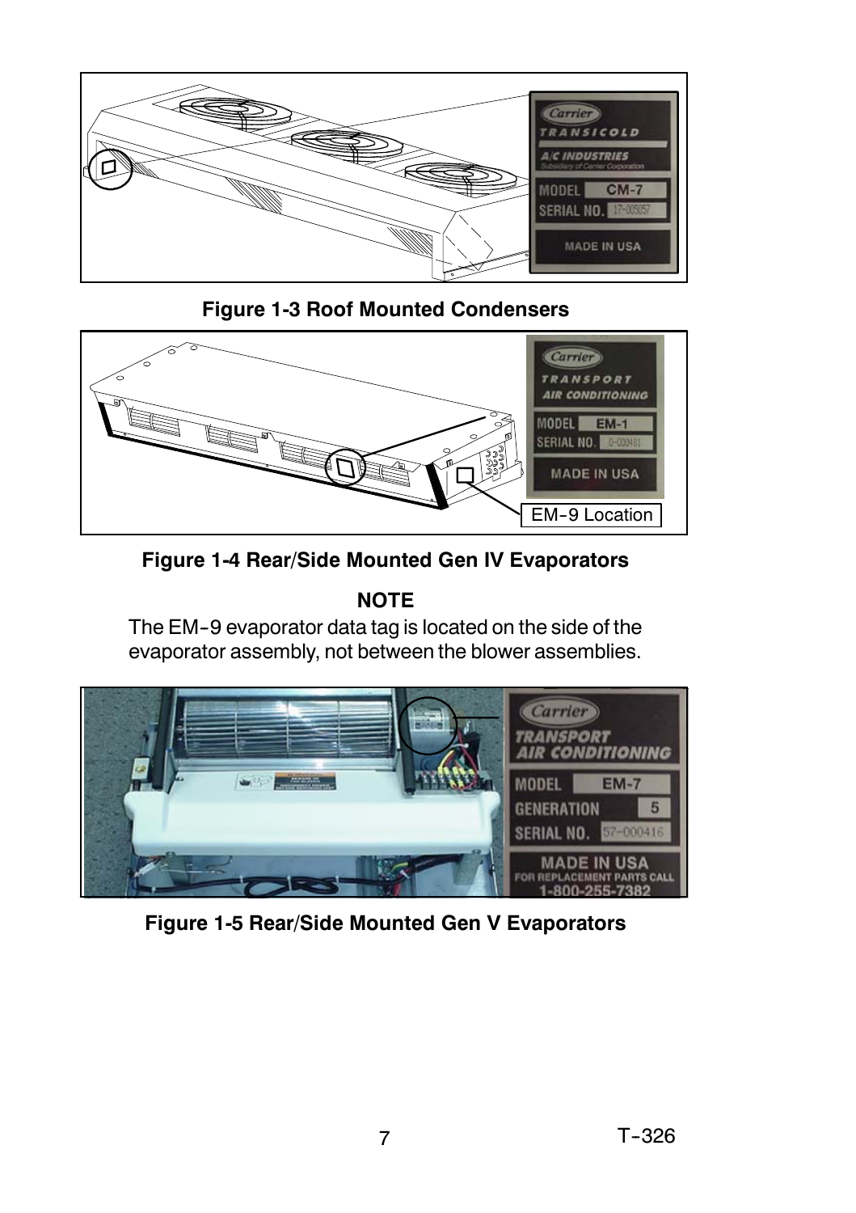Figure 1-3 Roof Mounted Condensers

Figure 1-4 Rear/Side Mounted Gen IV Evaporators

**NOTE**

The EM-9 evaporator data tag is located on the side of the evaporator assembly, not between the blower assemblies.

Figure 1-5 Rear/Side Mounted Gen V Evaporators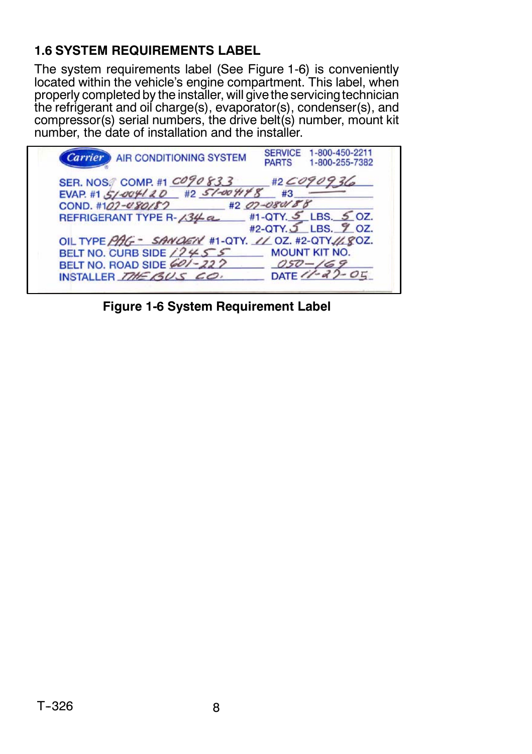## 1.6 SYSTEM REQUIREMENTS LABEL

The system requirements label (See Figure 1-6) is conveniently located within the vehicle's engine compartment. This label, when properly completed by the installer, will give the servicing technician the refrigerant and oil charge(s), evaporator(s), condenser(s), and compressor(s) serial numbers, the drive belt(s) number, mount kit number, the date of installation and the installer.

Carrier AIR CONDITIONING SYSTEM — SERVICE 1-800-450-2211 — PARTS 1-800-255-7382

SER. NOS. COMP. #1 C090833 #2 C090936
EVAP. #1 51-00412D #2 51-00448 #3
COND. #1 07-080187 #2 07-080188
REFRIGERANT TYPE R-134a #1-QTY. 5 LBS. 5 OZ.
#2-QTY. 5 LBS. 9 OZ.
OIL TYPE PAG - SANDEN #1-QTY. 11 OZ. #2-QTY 11.8 OZ.
BELT NO. CURB SIDE 12455 MOUNT KIT NO.
BELT NO. ROAD SIDE 601-227 050-169
INSTALLER THE BUS CO. DATE 11-22-05

**Figure 1-6 System Requirement Label**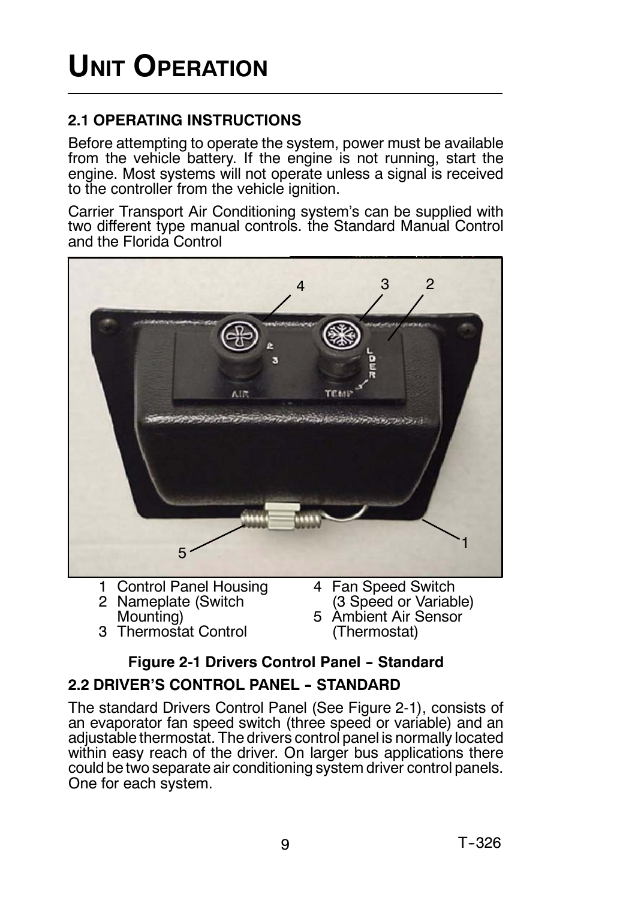# Unit Operation

## 2.1 OPERATING INSTRUCTIONS

Before attempting to operate the system, power must be available from the vehicle battery. If the engine is not running, start the engine. Most systems will not operate unless a signal is received to the controller from the vehicle ignition.

Carrier Transport Air Conditioning system's can be supplied with two different type manual controls. the Standard Manual Control and the Florida Control

1. Control Panel Housing
2. Nameplate (Switch Mounting)
3. Thermostat Control
4. Fan Speed Switch (3 Speed or Variable)
5. Ambient Air Sensor (Thermostat)

**Figure 2-1 Drivers Control Panel - Standard**

## 2.2 DRIVER'S CONTROL PANEL - STANDARD

The standard Drivers Control Panel (See Figure 2-1), consists of an evaporator fan speed switch (three speed or variable) and an adjustable thermostat. The drivers control panel is normally located within easy reach of the driver. On larger bus applications there could be two separate air conditioning system driver control panels. One for each system.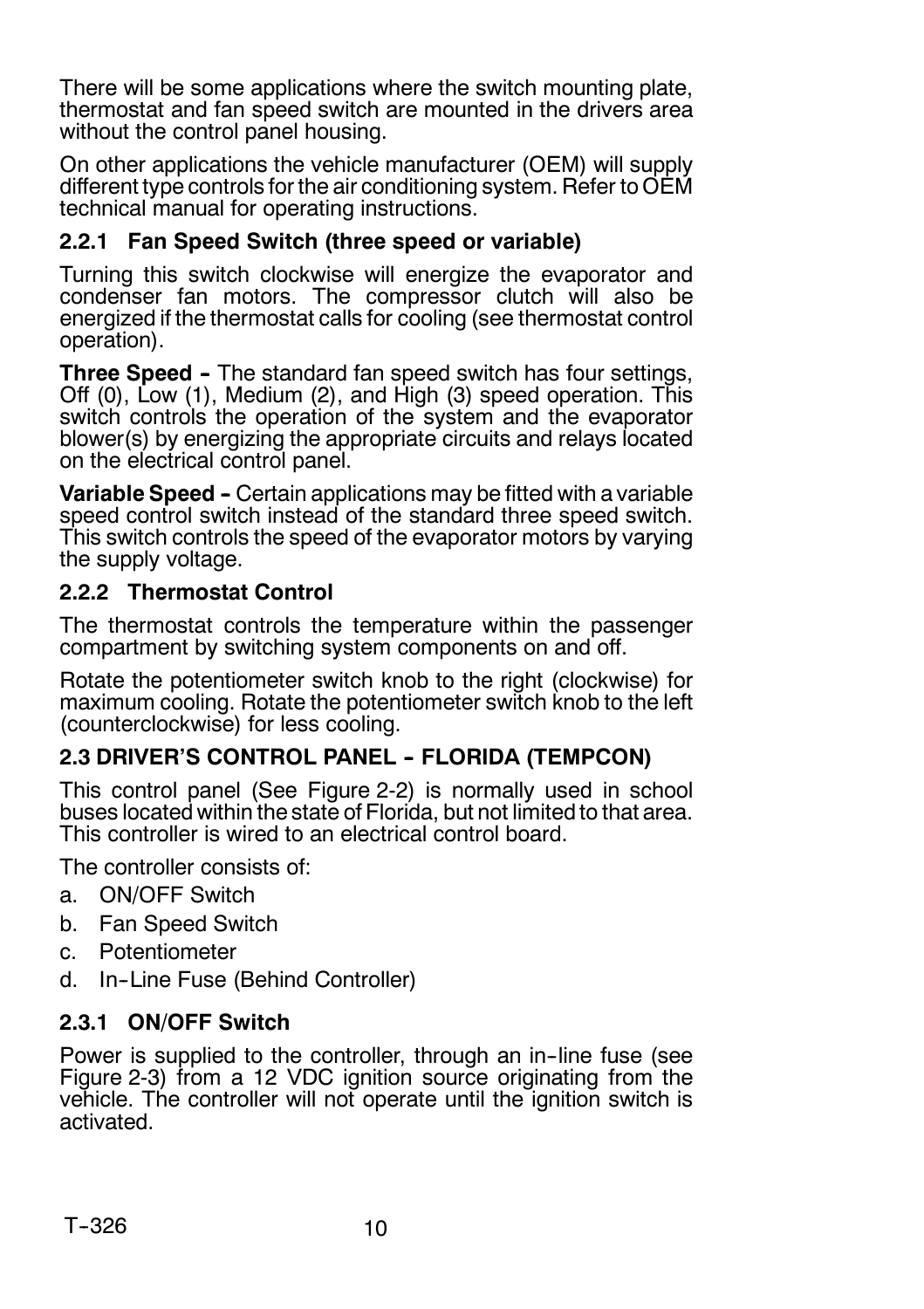There will be some applications where the switch mounting plate, thermostat and fan speed switch are mounted in the drivers area without the control panel housing.

On other applications the vehicle manufacturer (OEM) will supply different type controls for the air conditioning system. Refer to OEM technical manual for operating instructions.

### 2.2.1 Fan Speed Switch (three speed or variable)

Turning this switch clockwise will energize the evaporator and condenser fan motors. The compressor clutch will also be energized if the thermostat calls for cooling (see thermostat control operation).

**Three Speed -** The standard fan speed switch has four settings, Off (0), Low (1), Medium (2), and High (3) speed operation. This switch controls the operation of the system and the evaporator blower(s) by energizing the appropriate circuits and relays located on the electrical control panel.

**Variable Speed -** Certain applications may be fitted with a variable speed control switch instead of the standard three speed switch. This switch controls the speed of the evaporator motors by varying the supply voltage.

### 2.2.2 Thermostat Control

The thermostat controls the temperature within the passenger compartment by switching system components on and off.

Rotate the potentiometer switch knob to the right (clockwise) for maximum cooling. Rotate the potentiometer switch knob to the left (counterclockwise) for less cooling.

## 2.3 DRIVER'S CONTROL PANEL - FLORIDA (TEMPCON)

This control panel (See Figure 2-2) is normally used in school buses located within the state of Florida, but not limited to that area. This controller is wired to an electrical control board.

The controller consists of:

a. ON/OFF Switch
b. Fan Speed Switch
c. Potentiometer
d. In-Line Fuse (Behind Controller)

### 2.3.1 ON/OFF Switch

Power is supplied to the controller, through an in-line fuse (see Figure 2-3) from a 12 VDC ignition source originating from the vehicle. The controller will not operate until the ignition switch is activated.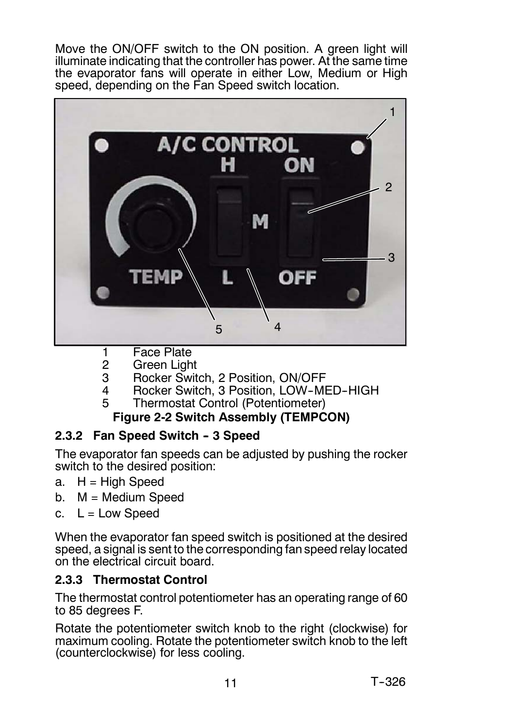Move the ON/OFF switch to the ON position. A green light will illuminate indicating that the controller has power. At the same time the evaporator fans will operate in either Low, Medium or High speed, depending on the Fan Speed switch location.

1 Face Plate
2 Green Light
3 Rocker Switch, 2 Position, ON/OFF
4 Rocker Switch, 3 Position, LOW-MED-HIGH
5 Thermostat Control (Potentiometer)

**Figure 2-2 Switch Assembly (TEMPCON)**

### 2.3.2 Fan Speed Switch - 3 Speed

The evaporator fan speeds can be adjusted by pushing the rocker switch to the desired position:

a. H = High Speed
b. M = Medium Speed
c. L = Low Speed

When the evaporator fan speed switch is positioned at the desired speed, a signal is sent to the corresponding fan speed relay located on the electrical circuit board.

### 2.3.3 Thermostat Control

The thermostat control potentiometer has an operating range of 60 to 85 degrees F.

Rotate the potentiometer switch knob to the right (clockwise) for maximum cooling. Rotate the potentiometer switch knob to the left (counterclockwise) for less cooling.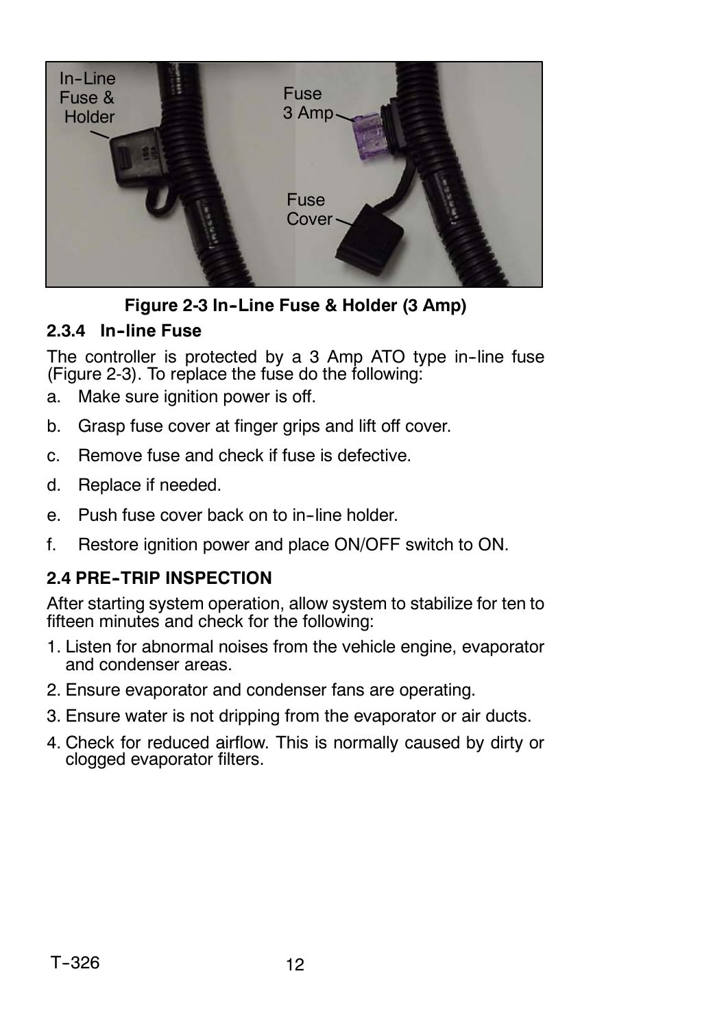In-Line Fuse & Holder

Fuse 3 Amp

Fuse Cover

**Figure 2-3 In-Line Fuse & Holder (3 Amp)**

### 2.3.4 In-line Fuse

The controller is protected by a 3 Amp ATO type in-line fuse (Figure 2-3). To replace the fuse do the following:

a. Make sure ignition power is off.

b. Grasp fuse cover at finger grips and lift off cover.

c. Remove fuse and check if fuse is defective.

d. Replace if needed.

e. Push fuse cover back on to in-line holder.

f. Restore ignition power and place ON/OFF switch to ON.

## 2.4 PRE-TRIP INSPECTION

After starting system operation, allow system to stabilize for ten to fifteen minutes and check for the following:

1. Listen for abnormal noises from the vehicle engine, evaporator and condenser areas.
2. Ensure evaporator and condenser fans are operating.
3. Ensure water is not dripping from the evaporator or air ducts.
4. Check for reduced airflow. This is normally caused by dirty or clogged evaporator filters.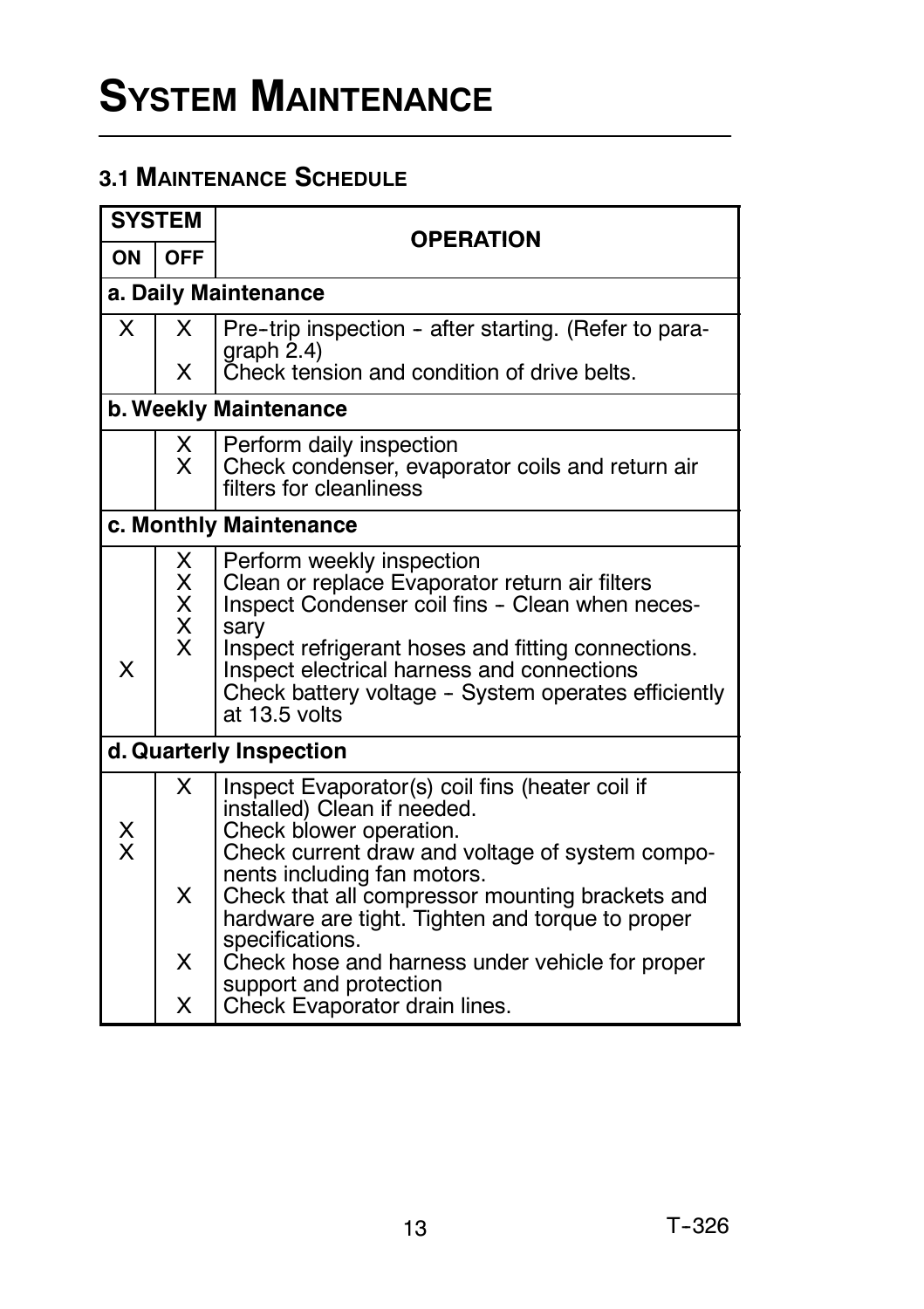# System Maintenance

## 3.1 Maintenance Schedule

| SYSTEM | | OPERATION |
|---|---|---|
| ON | OFF | |
| **a. Daily Maintenance** | | |
| X | X | Pre-trip inspection - after starting. (Refer to paragraph 2.4) |
| | X | Check tension and condition of drive belts. |
| **b. Weekly Maintenance** | | |
| | X | Perform daily inspection |
| | X | Check condenser, evaporator coils and return air filters for cleanliness |
| **c. Monthly Maintenance** | | |
| | X | Perform weekly inspection |
| | X | Clean or replace Evaporator return air filters |
| | X | Inspect Condenser coil fins - Clean when necessary |
| | X | Inspect refrigerant hoses and fitting connections. |
| | X | Inspect electrical harness and connections |
| X | | Check battery voltage - System operates efficiently at 13.5 volts |
| **d. Quarterly Inspection** | | |
| | X | Inspect Evaporator(s) coil fins (heater coil if installed) Clean if needed. |
| X | | Check blower operation. |
| X | | Check current draw and voltage of system components including fan motors. |
| | X | Check that all compressor mounting brackets and hardware are tight. Tighten and torque to proper specifications. |
| | X | Check hose and harness under vehicle for proper support and protection |
| | X | Check Evaporator drain lines. |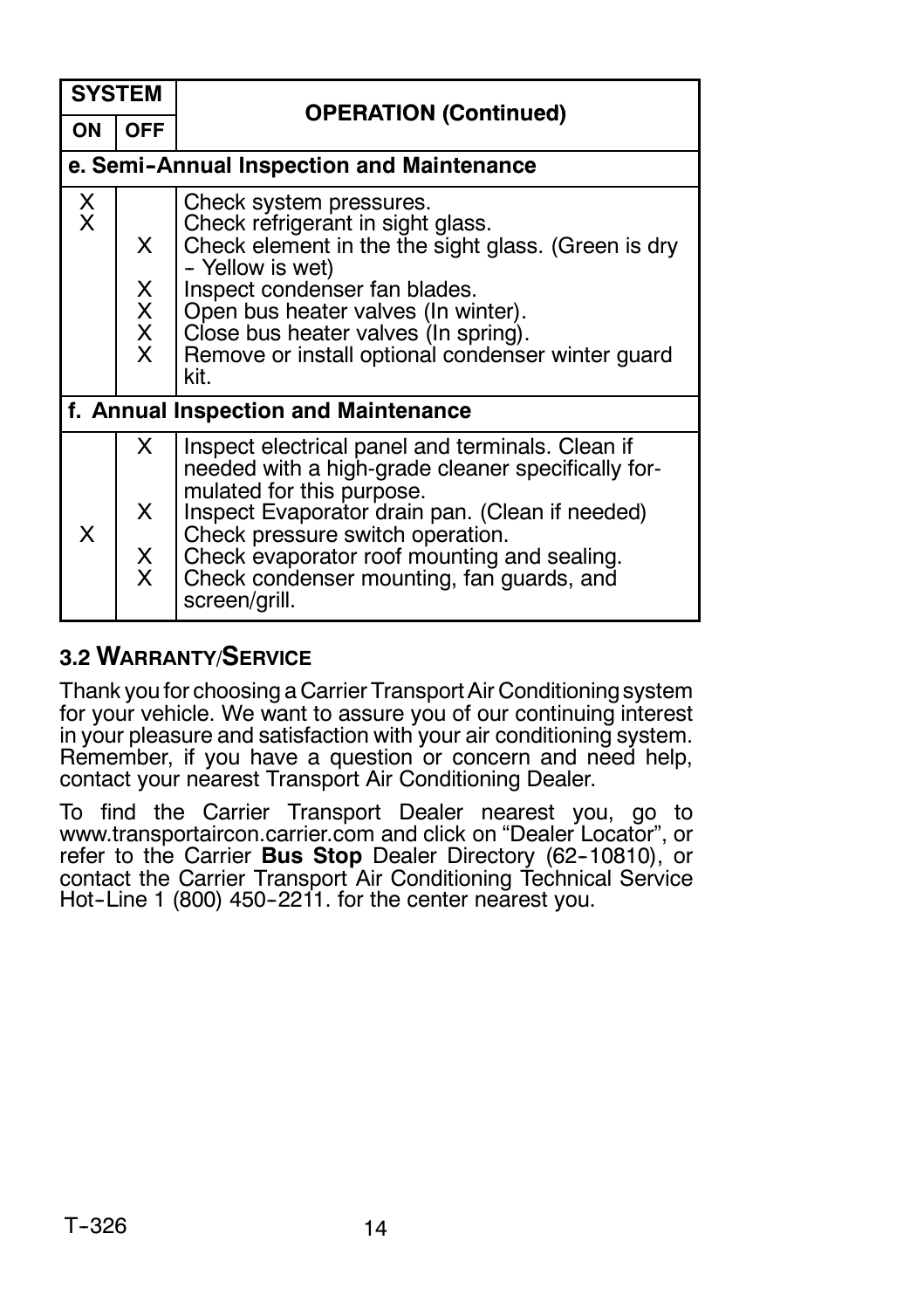| SYSTEM | | OPERATION (Continued) |
|---|---|---|
| ON | OFF | |
| **e. Semi-Annual Inspection and Maintenance** | | |
| X | | Check system pressures. |
| X | | Check refrigerant in sight glass. |
| | X | Check element in the the sight glass. (Green is dry - Yellow is wet) |
| | X | Inspect condenser fan blades. |
| | X | Open bus heater valves (In winter). |
| | X | Close bus heater valves (In spring). |
| | X | Remove or install optional condenser winter guard kit. |
| **f. Annual Inspection and Maintenance** | | |
| | X | Inspect electrical panel and terminals. Clean if needed with a high-grade cleaner specifically formulated for this purpose. |
| | X | Inspect Evaporator drain pan. (Clean if needed) |
| X | | Check pressure switch operation. |
| | X | Check evaporator roof mounting and sealing. |
| | X | Check condenser mounting, fan guards, and screen/grill. |

### 3.2 WARRANTY/SERVICE

Thank you for choosing a Carrier Transport Air Conditioning system for your vehicle. We want to assure you of our continuing interest in your pleasure and satisfaction with your air conditioning system. Remember, if you have a question or concern and need help, contact your nearest Transport Air Conditioning Dealer.

To find the Carrier Transport Dealer nearest you, go to www.transportaircon.carrier.com and click on "Dealer Locator", or refer to the Carrier **Bus Stop** Dealer Directory (62-10810), or contact the Carrier Transport Air Conditioning Technical Service Hot-Line 1 (800) 450-2211. for the center nearest you.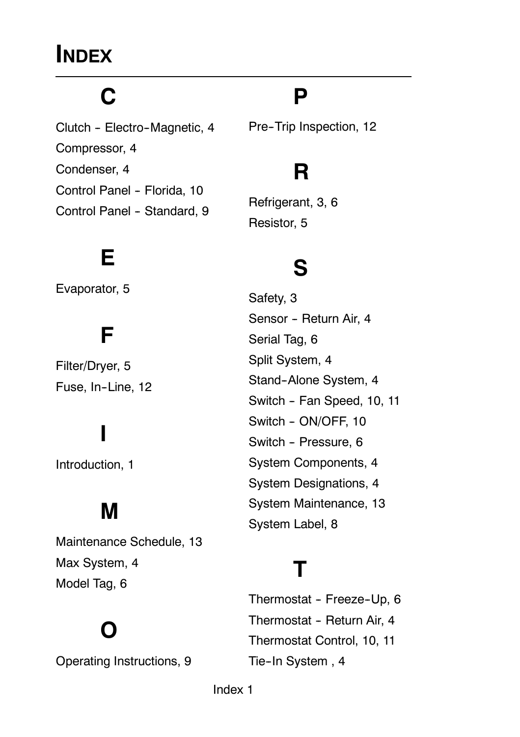# INDEX

## C

Clutch - Electro-Magnetic, 4

Compressor, 4

Condenser, 4

Control Panel - Florida, 10

Control Panel - Standard, 9

## E

Evaporator, 5

## F

Filter/Dryer, 5

Fuse, In-Line, 12

## I

Introduction, 1

## M

Maintenance Schedule, 13

Max System, 4

Model Tag, 6

## O

Operating Instructions, 9

## P

Pre-Trip Inspection, 12

## R

Refrigerant, 3, 6

Resistor, 5

## S

Safety, 3

Sensor - Return Air, 4

Serial Tag, 6

Split System, 4

Stand-Alone System, 4

Switch - Fan Speed, 10, 11

Switch - ON/OFF, 10

Switch - Pressure, 6

System Components, 4

System Designations, 4

System Maintenance, 13

System Label, 8

## T

Thermostat - Freeze-Up, 6

Thermostat - Return Air, 4

Thermostat Control, 10, 11

Tie-In System , 4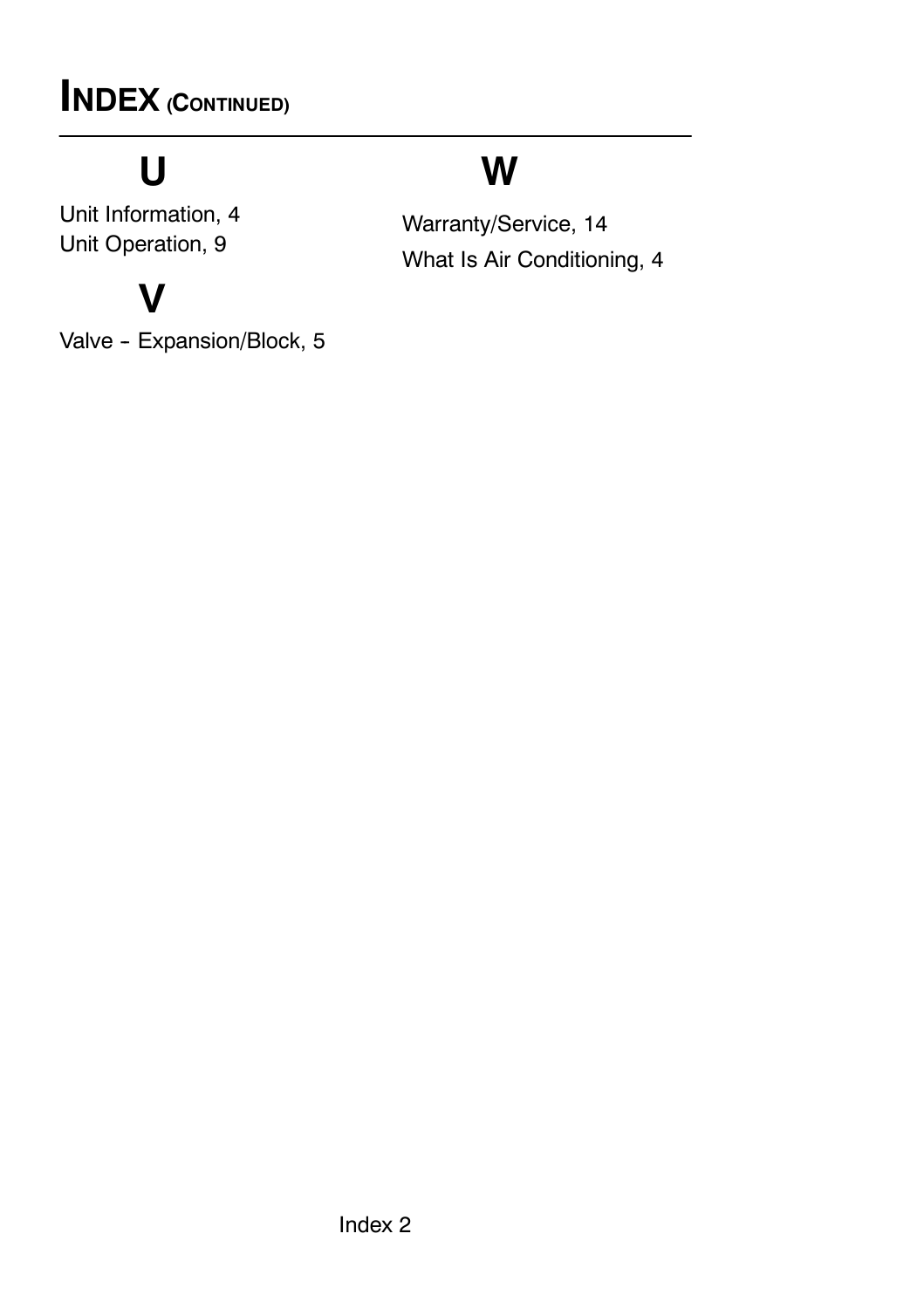# INDEX (CONTINUED)

## U

Unit Information, 4
Unit Operation, 9

## V

Valve - Expansion/Block, 5

## W

Warranty/Service, 14
What Is Air Conditioning, 4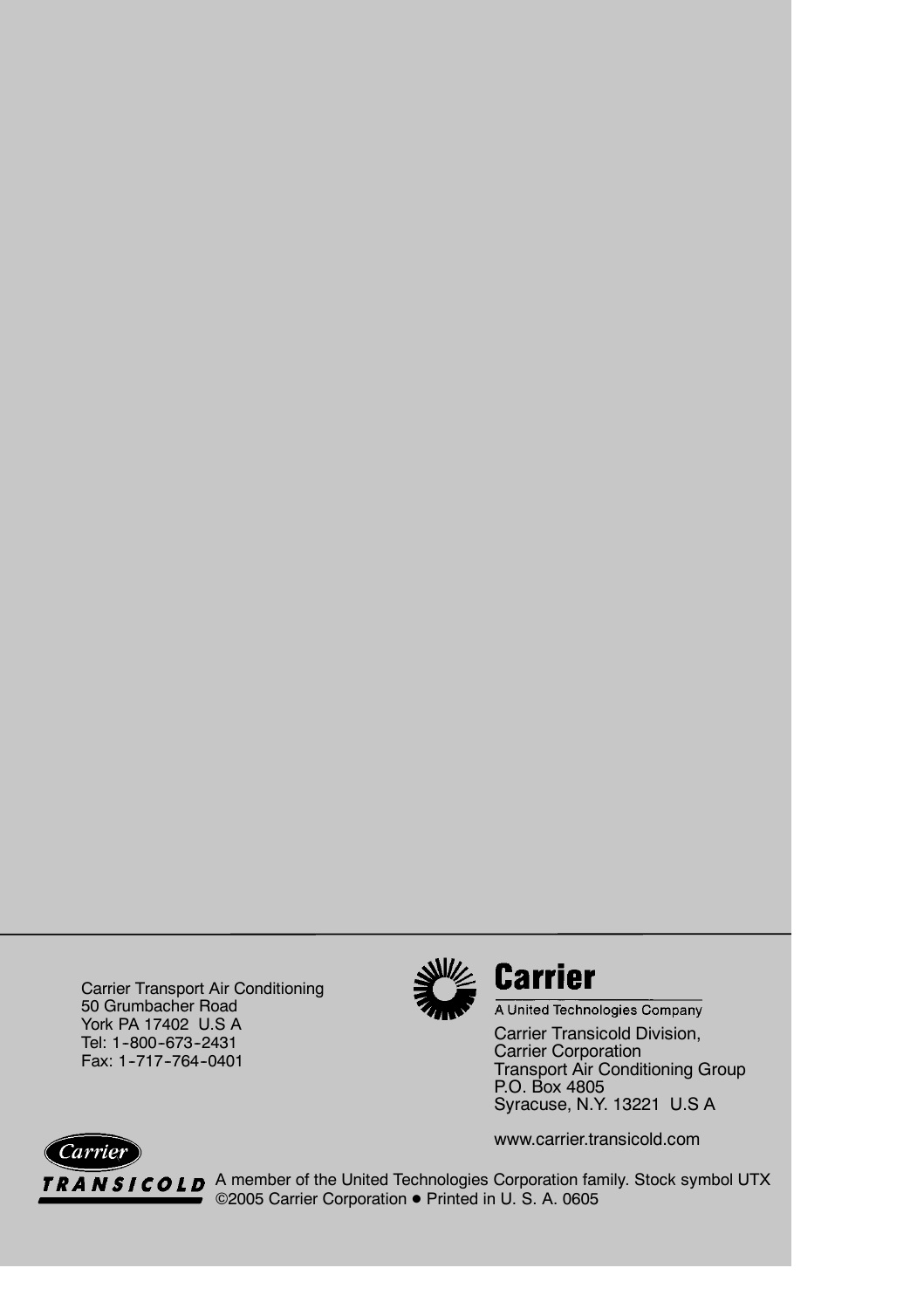Carrier Transport Air Conditioning
50 Grumbacher Road
York PA 17402 U.S A
Tel: 1-800-673-2431
Fax: 1-717-764-0401

Carrier
A United Technologies Company

Carrier Transicold Division,
Carrier Corporation
Transport Air Conditioning Group
P.O. Box 4805
Syracuse, N.Y. 13221 U.S A

www.carrier.transicold.com

Carrier
TRANSICOLD

A member of the United Technologies Corporation family. Stock symbol UTX
©2005 Carrier Corporation ● Printed in U. S. A. 0605